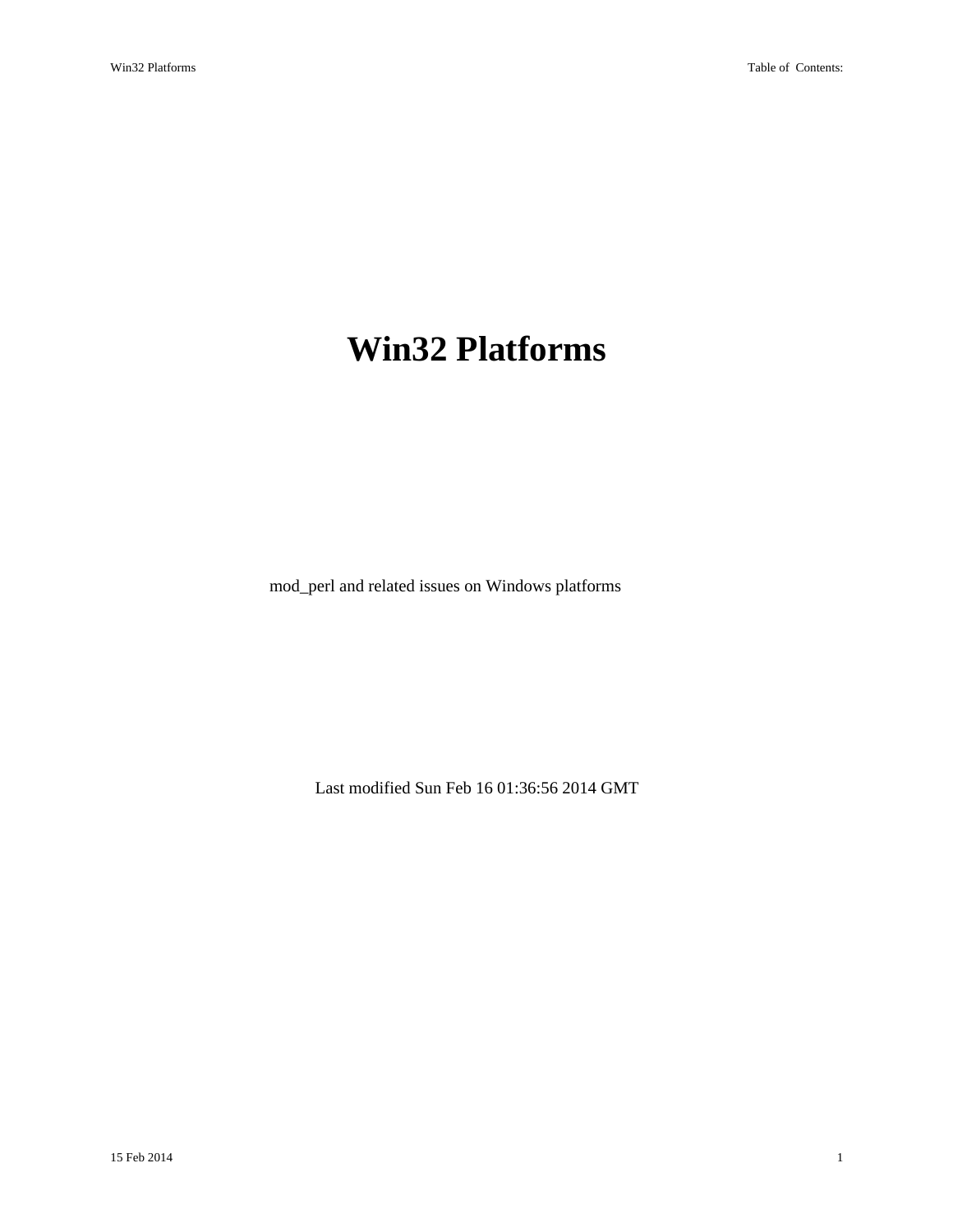# Win32 Platforms

mod_perl and related issues on Windows platforms

Last modified Sun Feb 16 01:36:56 2014 GMT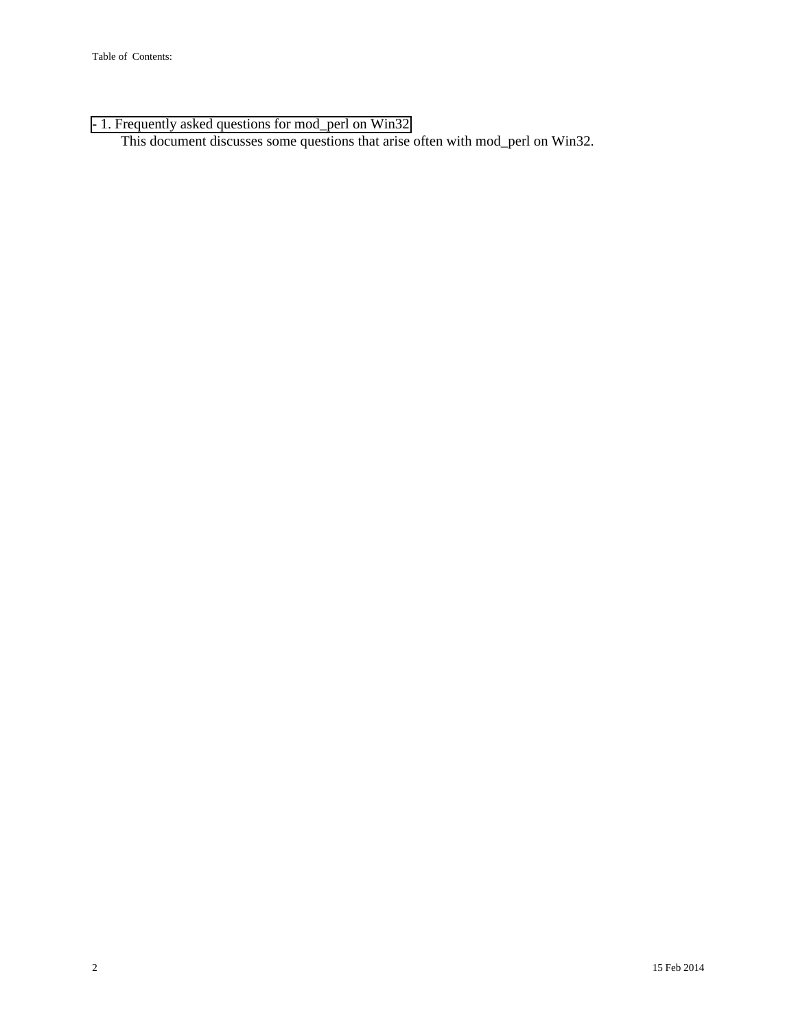Table of Contents:

- 1. Frequently asked questions for mod_perl on Win32

    This document discusses some questions that arise often with mod_perl on Win32.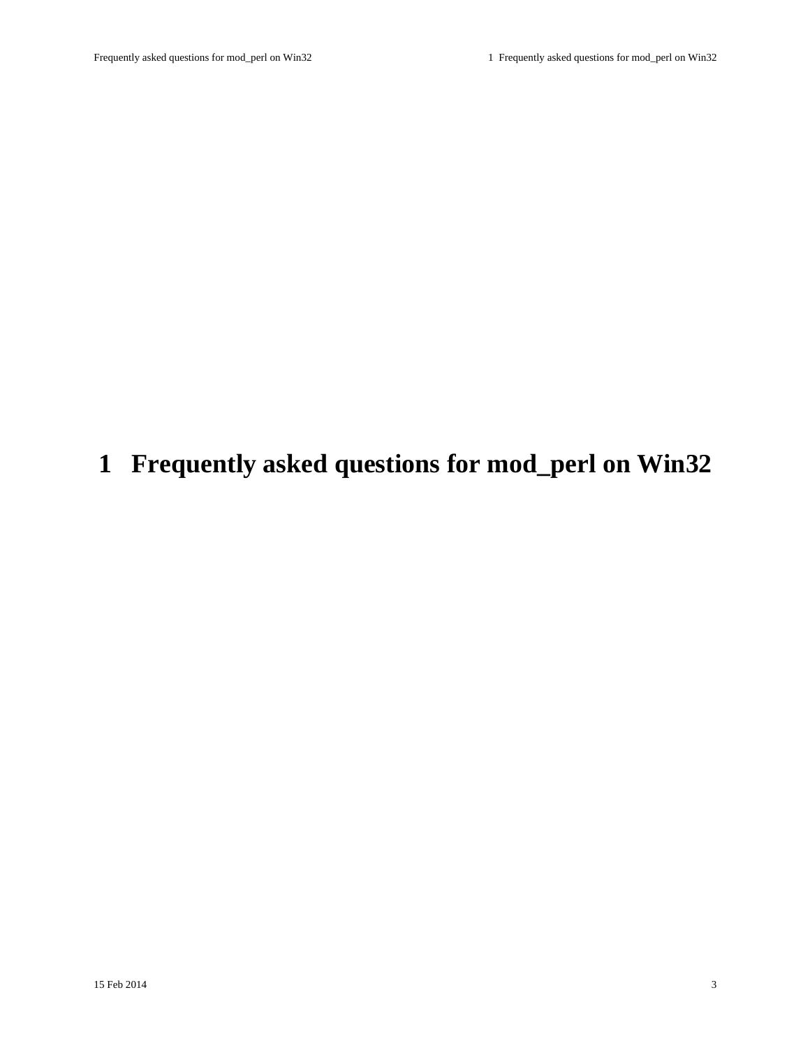# 1 Frequently asked questions for mod_perl on Win32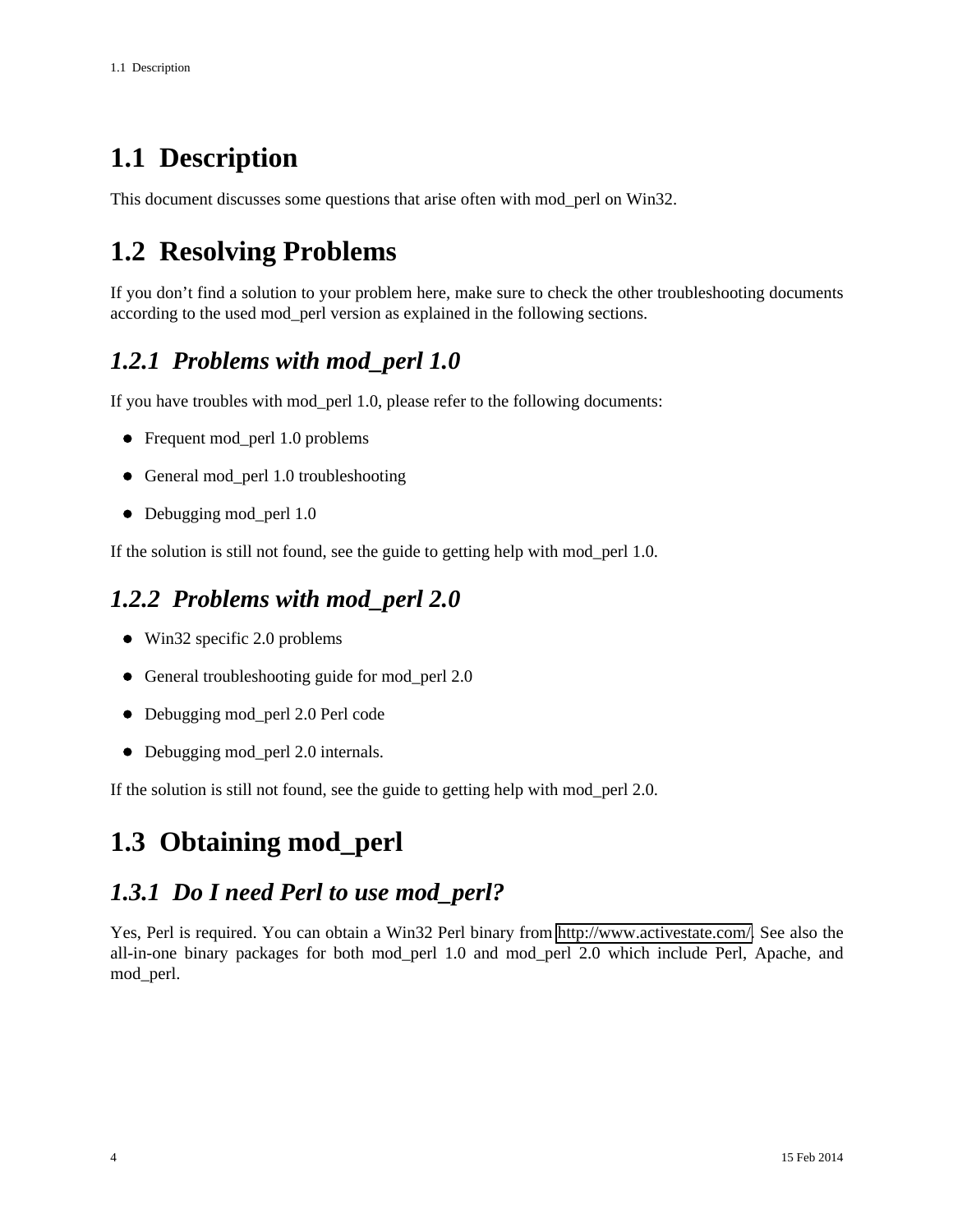# 1.1 Description

This document discusses some questions that arise often with mod_perl on Win32.

# 1.2 Resolving Problems

If you don't find a solution to your problem here, make sure to check the other troubleshooting documents according to the used mod_perl version as explained in the following sections.

## *1.2.1 Problems with mod_perl 1.0*

If you have troubles with mod_perl 1.0, please refer to the following documents:

- Frequent mod_perl 1.0 problems
- General mod_perl 1.0 troubleshooting
- Debugging mod_perl 1.0

If the solution is still not found, see the guide to getting help with mod_perl 1.0.

## *1.2.2 Problems with mod_perl 2.0*

- Win32 specific 2.0 problems
- General troubleshooting guide for mod_perl 2.0
- Debugging mod_perl 2.0 Perl code
- Debugging mod_perl 2.0 internals.

If the solution is still not found, see the guide to getting help with mod_perl 2.0.

# 1.3 Obtaining mod_perl

## *1.3.1 Do I need Perl to use mod_perl?*

Yes, Perl is required. You can obtain a Win32 Perl binary from http://www.activestate.com/. See also the all-in-one binary packages for both mod_perl 1.0 and mod_perl 2.0 which include Perl, Apache, and mod_perl.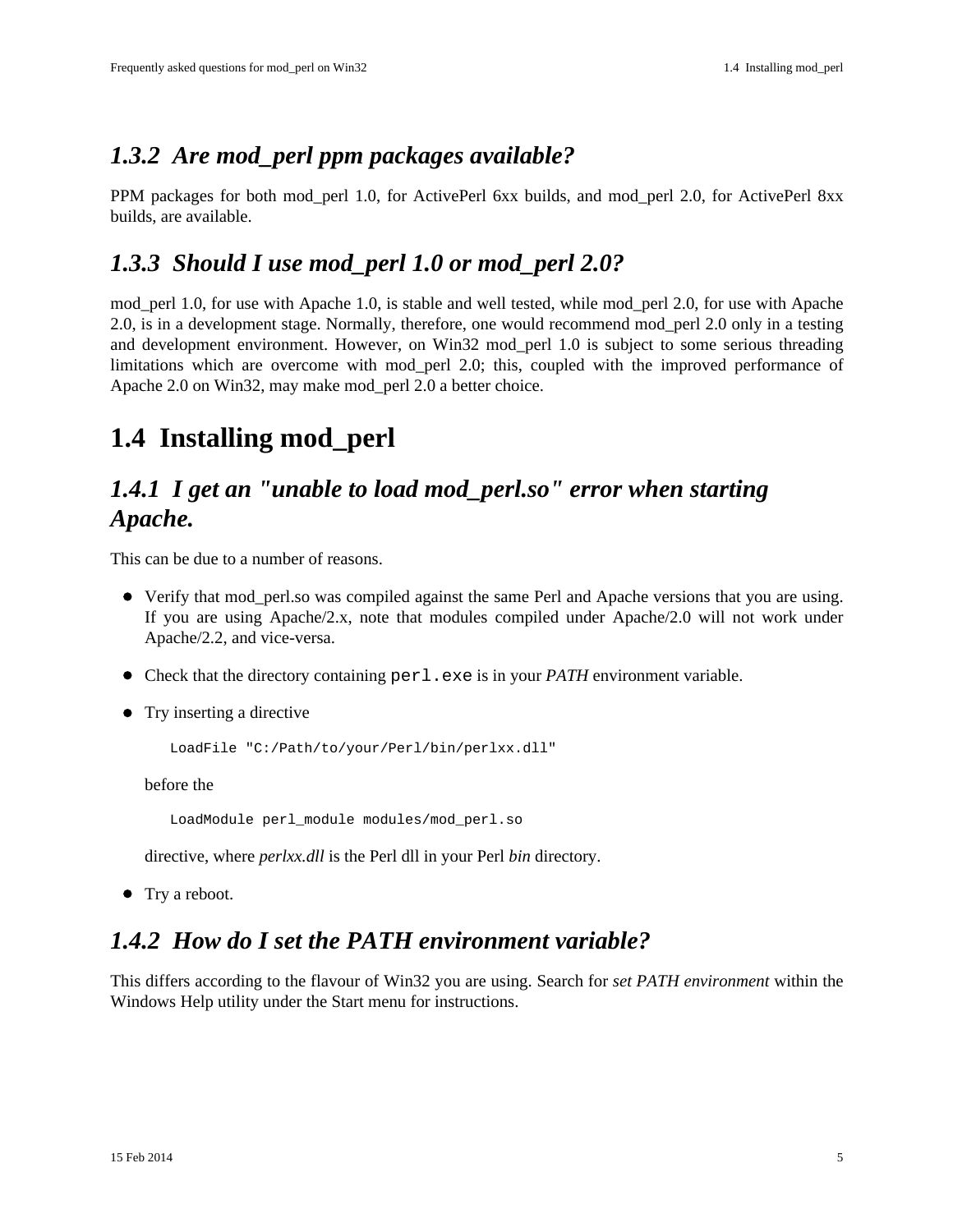### *1.3.2 Are mod_perl ppm packages available?*

PPM packages for both mod_perl 1.0, for ActivePerl 6xx builds, and mod_perl 2.0, for ActivePerl 8xx builds, are available.

### *1.3.3 Should I use mod_perl 1.0 or mod_perl 2.0?*

mod_perl 1.0, for use with Apache 1.0, is stable and well tested, while mod_perl 2.0, for use with Apache 2.0, is in a development stage. Normally, therefore, one would recommend mod_perl 2.0 only in a testing and development environment. However, on Win32 mod_perl 1.0 is subject to some serious threading limitations which are overcome with mod_perl 2.0; this, coupled with the improved performance of Apache 2.0 on Win32, may make mod_perl 2.0 a better choice.

## 1.4 Installing mod_perl

### *1.4.1 I get an "unable to load mod_perl.so" error when starting Apache.*

This can be due to a number of reasons.

- Verify that mod_perl.so was compiled against the same Perl and Apache versions that you are using. If you are using Apache/2.x, note that modules compiled under Apache/2.0 will not work under Apache/2.2, and vice-versa.
- Check that the directory containing `perl.exe` is in your *PATH* environment variable.
- Try inserting a directive

  ```
  LoadFile "C:/Path/to/your/Perl/bin/perlxx.dll"
  ```

  before the

  ```
  LoadModule perl_module modules/mod_perl.so
  ```

  directive, where *perlxx.dll* is the Perl dll in your Perl *bin* directory.
- Try a reboot.

### *1.4.2 How do I set the PATH environment variable?*

This differs according to the flavour of Win32 you are using. Search for *set PATH environment* within the Windows Help utility under the Start menu for instructions.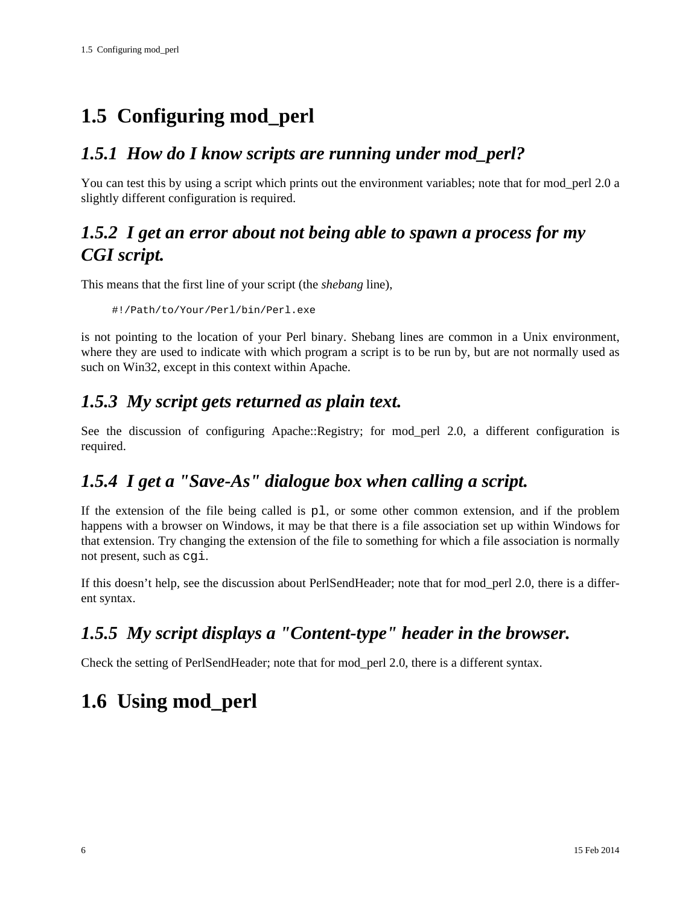## 1.5 Configuring mod_perl

### *1.5.1 How do I know scripts are running under mod_perl?*

You can test this by using a script which prints out the environment variables; note that for mod_perl 2.0 a slightly different configuration is required.

### *1.5.2 I get an error about not being able to spawn a process for my CGI script.*

This means that the first line of your script (the *shebang* line),

```
#!/Path/to/Your/Perl/bin/Perl.exe
```

is not pointing to the location of your Perl binary. Shebang lines are common in a Unix environment, where they are used to indicate with which program a script is to be run by, but are not normally used as such on Win32, except in this context within Apache.

### *1.5.3 My script gets returned as plain text.*

See the discussion of configuring Apache::Registry; for mod_perl 2.0, a different configuration is required.

### *1.5.4 I get a "Save-As" dialogue box when calling a script.*

If the extension of the file being called is `pl`, or some other common extension, and if the problem happens with a browser on Windows, it may be that there is a file association set up within Windows for that extension. Try changing the extension of the file to something for which a file association is normally not present, such as `cgi`.

If this doesn't help, see the discussion about PerlSendHeader; note that for mod_perl 2.0, there is a different syntax.

### *1.5.5 My script displays a "Content-type" header in the browser.*

Check the setting of PerlSendHeader; note that for mod_perl 2.0, there is a different syntax.

## 1.6 Using mod_perl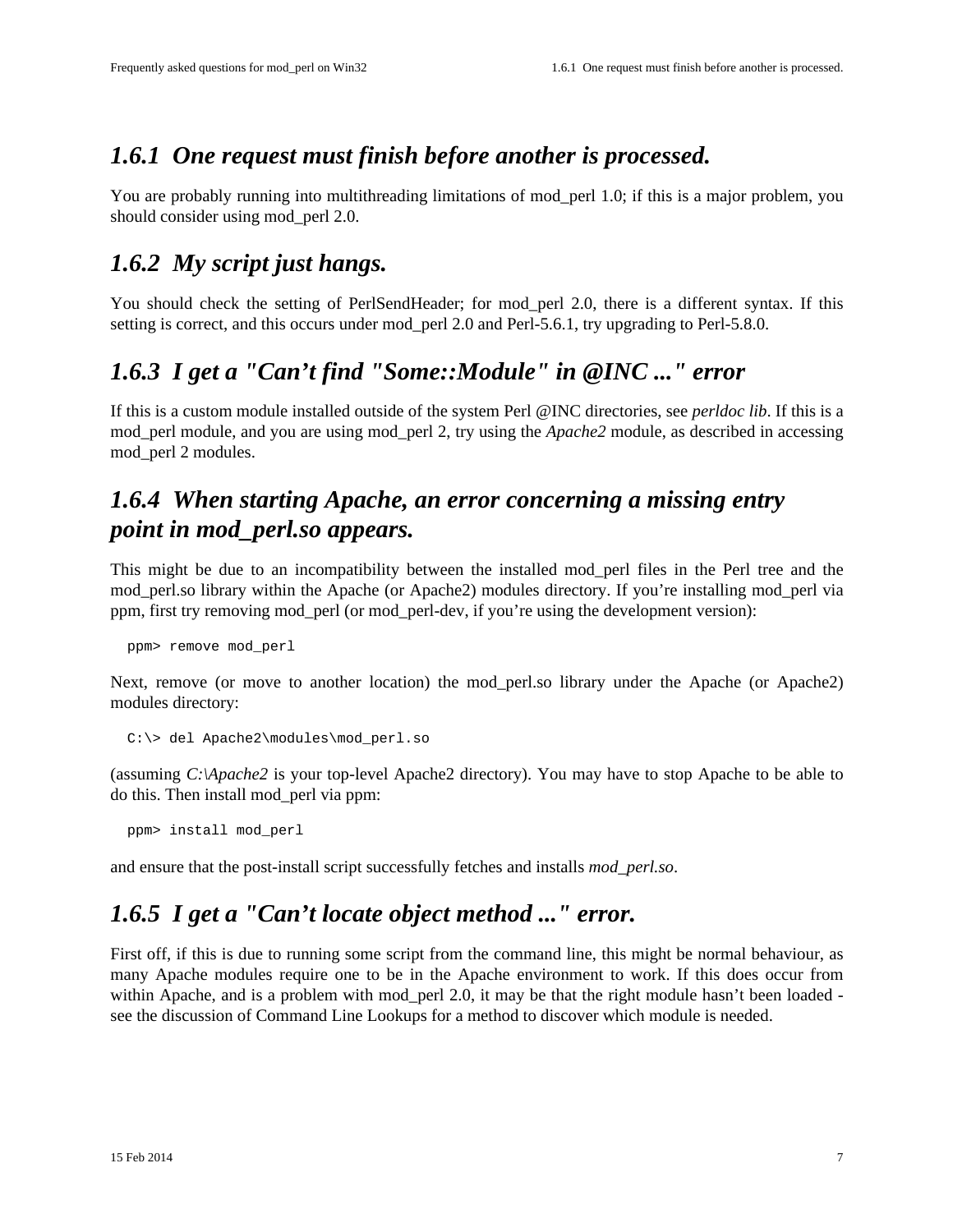### 1.6.1 One request must finish before another is processed.

You are probably running into multithreading limitations of mod_perl 1.0; if this is a major problem, you should consider using mod_perl 2.0.

### 1.6.2 My script just hangs.

You should check the setting of PerlSendHeader; for mod_perl 2.0, there is a different syntax. If this setting is correct, and this occurs under mod_perl 2.0 and Perl-5.6.1, try upgrading to Perl-5.8.0.

### 1.6.3 I get a "Can't find "Some::Module" in @INC ..." error

If this is a custom module installed outside of the system Perl @INC directories, see *perldoc lib*. If this is a mod_perl module, and you are using mod_perl 2, try using the *Apache2* module, as described in accessing mod_perl 2 modules.

### 1.6.4 When starting Apache, an error concerning a missing entry point in mod_perl.so appears.

This might be due to an incompatibility between the installed mod_perl files in the Perl tree and the mod_perl.so library within the Apache (or Apache2) modules directory. If you're installing mod_perl via ppm, first try removing mod_perl (or mod_perl-dev, if you're using the development version):

```
ppm> remove mod_perl
```

Next, remove (or move to another location) the mod_perl.so library under the Apache (or Apache2) modules directory:

```
C:\> del Apache2\modules\mod_perl.so
```

(assuming *C:\Apache2* is your top-level Apache2 directory). You may have to stop Apache to be able to do this. Then install mod_perl via ppm:

```
ppm> install mod_perl
```

and ensure that the post-install script successfully fetches and installs *mod_perl.so*.

### 1.6.5 I get a "Can't locate object method ..." error.

First off, if this is due to running some script from the command line, this might be normal behaviour, as many Apache modules require one to be in the Apache environment to work. If this does occur from within Apache, and is a problem with mod_perl 2.0, it may be that the right module hasn't been loaded - see the discussion of Command Line Lookups for a method to discover which module is needed.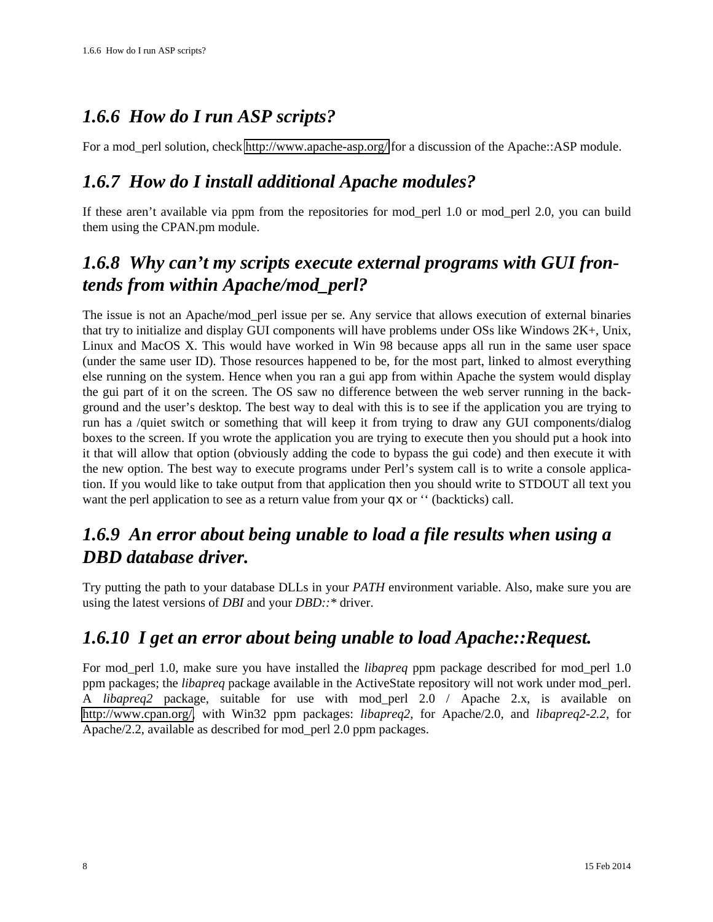### *1.6.6 How do I run ASP scripts?*

For a mod_perl solution, check http://www.apache-asp.org/ for a discussion of the Apache::ASP module.

### *1.6.7 How do I install additional Apache modules?*

If these aren't available via ppm from the repositories for mod_perl 1.0 or mod_perl 2.0, you can build them using the CPAN.pm module.

### *1.6.8 Why can't my scripts execute external programs with GUI frontends from within Apache/mod_perl?*

The issue is not an Apache/mod_perl issue per se. Any service that allows execution of external binaries that try to initialize and display GUI components will have problems under OSs like Windows 2K+, Unix, Linux and MacOS X. This would have worked in Win 98 because apps all run in the same user space (under the same user ID). Those resources happened to be, for the most part, linked to almost everything else running on the system. Hence when you ran a gui app from within Apache the system would display the gui part of it on the screen. The OS saw no difference between the web server running in the background and the user's desktop. The best way to deal with this is to see if the application you are trying to run has a /quiet switch or something that will keep it from trying to draw any GUI components/dialog boxes to the screen. If you wrote the application you are trying to execute then you should put a hook into it that will allow that option (obviously adding the code to bypass the gui code) and then execute it with the new option. The best way to execute programs under Perl's system call is to write a console application. If you would like to take output from that application then you should write to STDOUT all text you want the perl application to see as a return value from your `qx` or `` (backticks) call.

### *1.6.9 An error about being unable to load a file results when using a DBD database driver.*

Try putting the path to your database DLLs in your *PATH* environment variable. Also, make sure you are using the latest versions of *DBI* and your *DBD::** driver.

### *1.6.10 I get an error about being unable to load Apache::Request.*

For mod_perl 1.0, make sure you have installed the *libapreq* ppm package described for mod_perl 1.0 ppm packages; the *libapreq* package available in the ActiveState repository will not work under mod_perl. A *libapreq2* package, suitable for use with mod_perl 2.0 / Apache 2.x, is available on http://www.cpan.org/, with Win32 ppm packages: *libapreq2*, for Apache/2.0, and *libapreq2-2.2*, for Apache/2.2, available as described for mod_perl 2.0 ppm packages.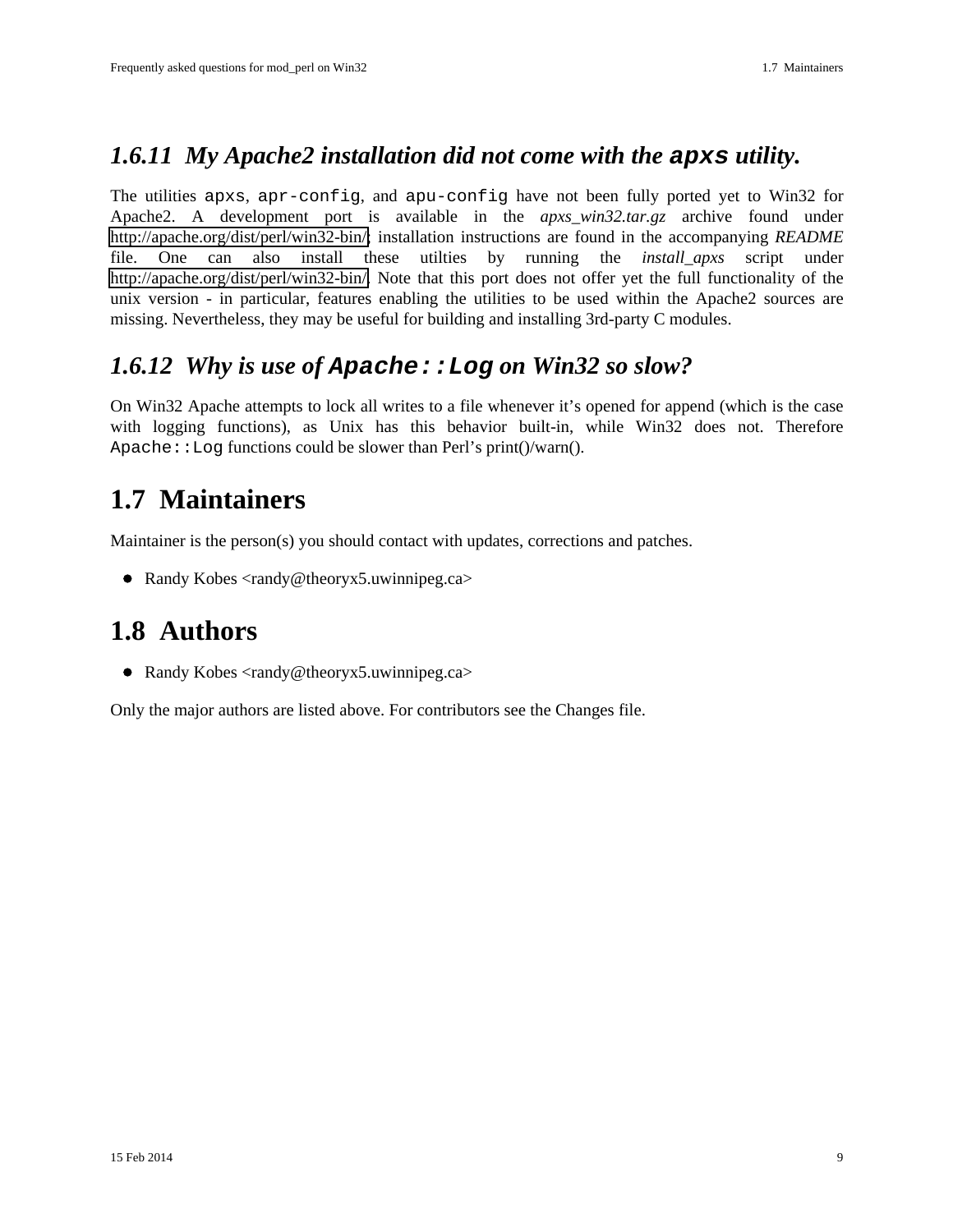### 1.6.11 My Apache2 installation did not come with the `apxs` utility.

The utilities `apxs`, `apr-config`, and `apu-config` have not been fully ported yet to Win32 for Apache2. A development port is available in the *apxs_win32.tar.gz* archive found under http://apache.org/dist/perl/win32-bin/; installation instructions are found in the accompanying *README* file. One can also install these utilties by running the *install_apxs* script under http://apache.org/dist/perl/win32-bin/. Note that this port does not offer yet the full functionality of the unix version - in particular, features enabling the utilities to be used within the Apache2 sources are missing. Nevertheless, they may be useful for building and installing 3rd-party C modules.

### 1.6.12 Why is use of `Apache::Log` on Win32 so slow?

On Win32 Apache attempts to lock all writes to a file whenever it's opened for append (which is the case with logging functions), as Unix has this behavior built-in, while Win32 does not. Therefore `Apache::Log` functions could be slower than Perl's print()/warn().

## 1.7 Maintainers

Maintainer is the person(s) you should contact with updates, corrections and patches.

- Randy Kobes <randy@theoryx5.uwinnipeg.ca>

## 1.8 Authors

- Randy Kobes <randy@theoryx5.uwinnipeg.ca>

Only the major authors are listed above. For contributors see the Changes file.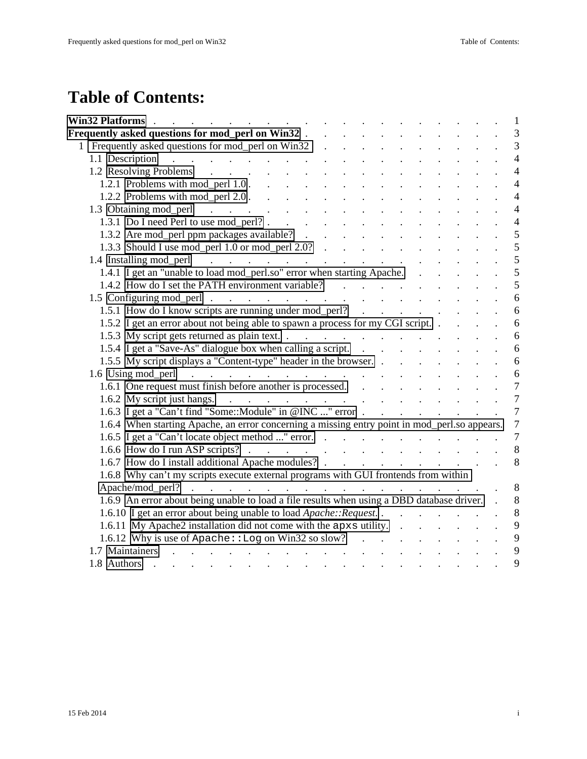# Table of Contents:

**Win32 Platforms** . . . . . . . . . . . . . . . . . . . . . . . . 1

**Frequently asked questions for mod_perl on Win32** . . . . . . . . . . . . . 3

- 1 Frequently asked questions for mod_perl on Win32 . . . . . . . . . . . . 3
  - 1.1 Description . . . . . . . . . . . . . . . . . . . . . 4
  - 1.2 Resolving Problems . . . . . . . . . . . . . . . . . . 4
    - 1.2.1 Problems with mod_perl 1.0 . . . . . . . . . . . . . . . 4
    - 1.2.2 Problems with mod_perl 2.0 . . . . . . . . . . . . . . . 4
  - 1.3 Obtaining mod_perl . . . . . . . . . . . . . . . . . . 4
    - 1.3.1 Do I need Perl to use mod_perl? . . . . . . . . . . . . . . 4
    - 1.3.2 Are mod_perl ppm packages available? . . . . . . . . . . . . 5
    - 1.3.3 Should I use mod_perl 1.0 or mod_perl 2.0? . . . . . . . . . . . 5
  - 1.4 Installing mod_perl . . . . . . . . . . . . . . . . . . 5
    - 1.4.1 I get an "unable to load mod_perl.so" error when starting Apache. . . . . . 5
    - 1.4.2 How do I set the PATH environment variable? . . . . . . . . . . 5
  - 1.5 Configuring mod_perl . . . . . . . . . . . . . . . . . 6
    - 1.5.1 How do I know scripts are running under mod_perl? . . . . . . . . . 6
    - 1.5.2 I get an error about not being able to spawn a process for my CGI script. . . . . 6
    - 1.5.3 My script gets returned as plain text. . . . . . . . . . . . . . 6
    - 1.5.4 I get a "Save-As" dialogue box when calling a script. . . . . . . . . 6
    - 1.5.5 My script displays a "Content-type" header in the browser. . . . . . . . 6
  - 1.6 Using mod_perl . . . . . . . . . . . . . . . . . . . 6
    - 1.6.1 One request must finish before another is processed. . . . . . . . . 7
    - 1.6.2 My script just hangs. . . . . . . . . . . . . . . . . 7
    - 1.6.3 I get a "Can't find "Some::Module" in @INC ..." error . . . . . . . . . 7
    - 1.6.4 When starting Apache, an error concerning a missing entry point in mod_perl.so appears. 7
    - 1.6.5 I get a "Can't locate object method ..." error. . . . . . . . . . . 7
    - 1.6.6 How do I run ASP scripts? . . . . . . . . . . . . . . . 8
    - 1.6.7 How do I install additional Apache modules? . . . . . . . . . . . 8
    - 1.6.8 Why can't my scripts execute external programs with GUI frontends from within Apache/mod_perl? . . . . . . . . . . . . . . . . . . . . . 8
    - 1.6.9 An error about being unable to load a file results when using a DBD database driver. . 8
    - 1.6.10 I get an error about being unable to load *Apache::Request*. . . . . . . . 8
    - 1.6.11 My Apache2 installation did not come with the `apxs` utility. . . . . . . 9
    - 1.6.12 Why is use of `Apache::Log` on Win32 so slow? . . . . . . . . . . 9
  - 1.7 Maintainers . . . . . . . . . . . . . . . . . . . . . 9
  - 1.8 Authors . . . . . . . . . . . . . . . . . . . . . . 9